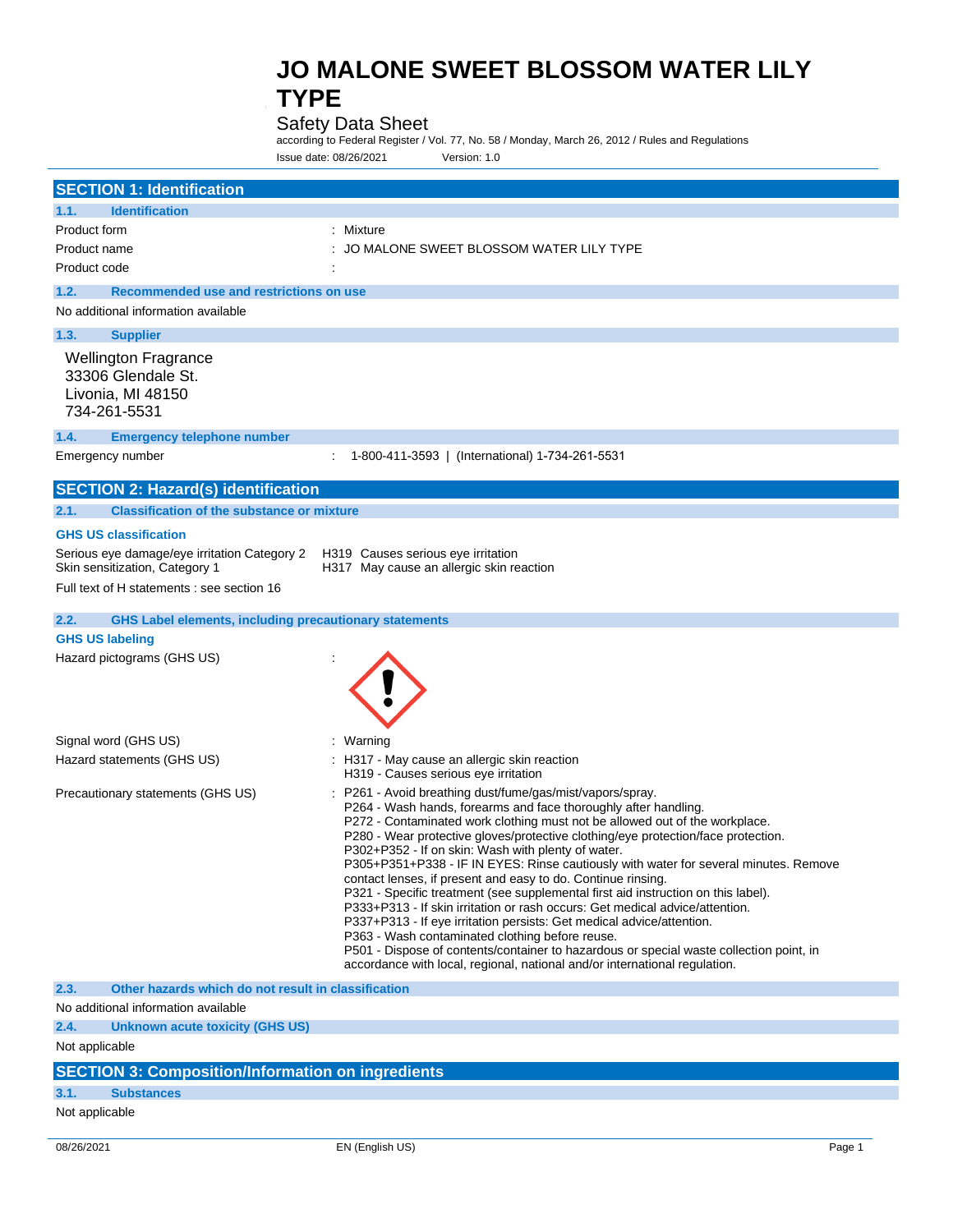# JO MALONE SWEET BLOSSOM WATER LILY TYPE

Safety Data Sheet

according to Federal Register / Vol. 77, No. 58 / Monday, March 26, 2012 / Rules and Regulations

Issue date: 08/26/2021 Version: 1.0

## SECTION 1: Identification

### 1.1. Identification

| | |
|---|---|
| Product form | : Mixture |
| Product name | : JO MALONE SWEET BLOSSOM WATER LILY TYPE |
| Product code | : |

### 1.2. Recommended use and restrictions on use

No additional information available

### 1.3. Supplier

Wellington Fragrance
33306 Glendale St.
Livonia, MI 48150
734-261-5531

### 1.4. Emergency telephone number

Emergency number : 1-800-411-3593 | (International) 1-734-261-5531

## SECTION 2: Hazard(s) identification

### 2.1. Classification of the substance or mixture

**GHS US classification**

| | |
|---|---|
| Serious eye damage/eye irritation Category 2 | H319 Causes serious eye irritation |
| Skin sensitization, Category 1 | H317 May cause an allergic skin reaction |

Full text of H statements : see section 16

### 2.2. GHS Label elements, including precautionary statements

**GHS US labeling**

Hazard pictograms (GHS US) :

Signal word (GHS US) : Warning

Hazard statements (GHS US) :
- H317 - May cause an allergic skin reaction
- H319 - Causes serious eye irritation

Precautionary statements (GHS US) :
- P261 - Avoid breathing dust/fume/gas/mist/vapors/spray.
- P264 - Wash hands, forearms and face thoroughly after handling.
- P272 - Contaminated work clothing must not be allowed out of the workplace.
- P280 - Wear protective gloves/protective clothing/eye protection/face protection.
- P302+P352 - If on skin: Wash with plenty of water.
- P305+P351+P338 - IF IN EYES: Rinse cautiously with water for several minutes. Remove contact lenses, if present and easy to do. Continue rinsing.
- P321 - Specific treatment (see supplemental first aid instruction on this label).
- P333+P313 - If skin irritation or rash occurs: Get medical advice/attention.
- P337+P313 - If eye irritation persists: Get medical advice/attention.
- P363 - Wash contaminated clothing before reuse.
- P501 - Dispose of contents/container to hazardous or special waste collection point, in accordance with local, regional, national and/or international regulation.

### 2.3. Other hazards which do not result in classification

No additional information available

### 2.4. Unknown acute toxicity (GHS US)

Not applicable

## SECTION 3: Composition/Information on ingredients

### 3.1. Substances

Not applicable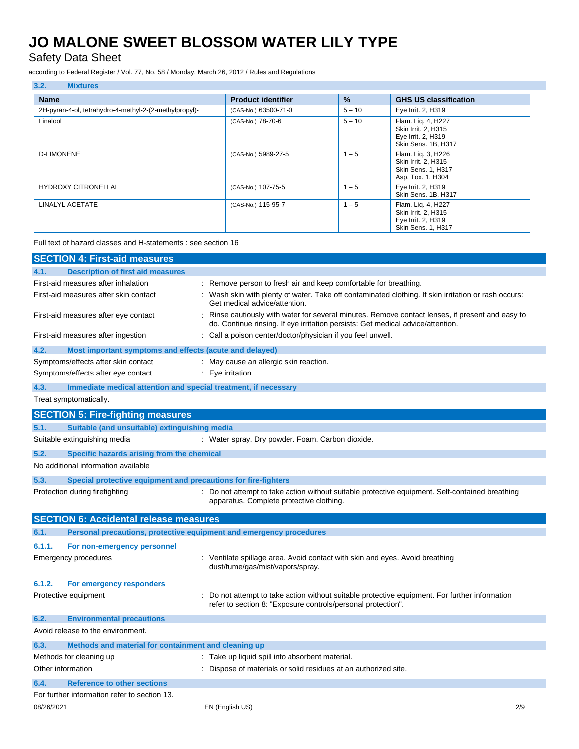### 3.2. Mixtures

| Name | Product identifier | % | GHS US classification |
|---|---|---|---|
| 2H-pyran-4-ol, tetrahydro-4-methyl-2-(2-methylpropyl)- | (CAS-No.) 63500-71-0 | 5 – 10 | Eye Irrit. 2, H319 |
| Linalool | (CAS-No.) 78-70-6 | 5 – 10 | Flam. Liq. 4, H227<br>Skin Irrit. 2, H315<br>Eye Irrit. 2, H319<br>Skin Sens. 1B, H317 |
| D-LIMONENE | (CAS-No.) 5989-27-5 | 1 – 5 | Flam. Liq. 3, H226<br>Skin Irrit. 2, H315<br>Skin Sens. 1, H317<br>Asp. Tox. 1, H304 |
| HYDROXY CITRONELLAL | (CAS-No.) 107-75-5 | 1 – 5 | Eye Irrit. 2, H319<br>Skin Sens. 1B, H317 |
| LINALYL ACETATE | (CAS-No.) 115-95-7 | 1 – 5 | Flam. Liq. 4, H227<br>Skin Irrit. 2, H315<br>Eye Irrit. 2, H319<br>Skin Sens. 1, H317 |

Full text of hazard classes and H-statements : see section 16

## SECTION 4: First-aid measures

### 4.1. Description of first aid measures

First-aid measures after inhalation : Remove person to fresh air and keep comfortable for breathing.

First-aid measures after skin contact : Wash skin with plenty of water. Take off contaminated clothing. If skin irritation or rash occurs: Get medical advice/attention.

First-aid measures after eye contact : Rinse cautiously with water for several minutes. Remove contact lenses, if present and easy to do. Continue rinsing. If eye irritation persists: Get medical advice/attention.

First-aid measures after ingestion : Call a poison center/doctor/physician if you feel unwell.

### 4.2. Most important symptoms and effects (acute and delayed)

Symptoms/effects after skin contact : May cause an allergic skin reaction.

Symptoms/effects after eye contact : Eye irritation.

### 4.3. Immediate medical attention and special treatment, if necessary

Treat symptomatically.

## SECTION 5: Fire-fighting measures

### 5.1. Suitable (and unsuitable) extinguishing media

Suitable extinguishing media : Water spray. Dry powder. Foam. Carbon dioxide.

### 5.2. Specific hazards arising from the chemical

No additional information available

### 5.3. Special protective equipment and precautions for fire-fighters

Protection during firefighting : Do not attempt to take action without suitable protective equipment. Self-contained breathing apparatus. Complete protective clothing.

## SECTION 6: Accidental release measures

### 6.1. Personal precautions, protective equipment and emergency procedures

#### 6.1.1. For non-emergency personnel

Emergency procedures : Ventilate spillage area. Avoid contact with skin and eyes. Avoid breathing dust/fume/gas/mist/vapors/spray.

#### 6.1.2. For emergency responders

Protective equipment : Do not attempt to take action without suitable protective equipment. For further information refer to section 8: "Exposure controls/personal protection".

### 6.2. Environmental precautions

Avoid release to the environment.

### 6.3. Methods and material for containment and cleaning up

Methods for cleaning up : Take up liquid spill into absorbent material.

Other information : Dispose of materials or solid residues at an authorized site.

### 6.4. Reference to other sections

For further information refer to section 13.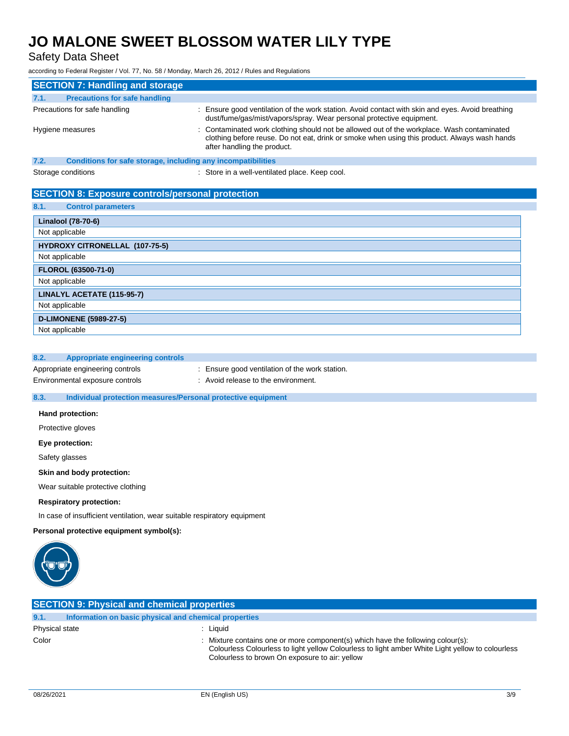## SECTION 7: Handling and storage

### 7.1. Precautions for safe handling

Precautions for safe handling : Ensure good ventilation of the work station. Avoid contact with skin and eyes. Avoid breathing dust/fume/gas/mist/vapors/spray. Wear personal protective equipment.

Hygiene measures : Contaminated work clothing should not be allowed out of the workplace. Wash contaminated clothing before reuse. Do not eat, drink or smoke when using this product. Always wash hands after handling the product.

### 7.2. Conditions for safe storage, including any incompatibilities

Storage conditions : Store in a well-ventilated place. Keep cool.

## SECTION 8: Exposure controls/personal protection

### 8.1. Control parameters

| Linalool (78-70-6) |
|---|
| Not applicable |

| HYDROXY CITRONELLAL (107-75-5) |
|---|
| Not applicable |

| FLOROL (63500-71-0) |
|---|
| Not applicable |

| LINALYL ACETATE (115-95-7) |
|---|
| Not applicable |

| D-LIMONENE (5989-27-5) |
|---|
| Not applicable |

### 8.2. Appropriate engineering controls

Appropriate engineering controls : Ensure good ventilation of the work station.

Environmental exposure controls : Avoid release to the environment.

### 8.3. Individual protection measures/Personal protective equipment

**Hand protection:**

Protective gloves

**Eye protection:**

Safety glasses

**Skin and body protection:**

Wear suitable protective clothing

**Respiratory protection:**

In case of insufficient ventilation, wear suitable respiratory equipment

**Personal protective equipment symbol(s):**

## SECTION 9: Physical and chemical properties

### 9.1. Information on basic physical and chemical properties

Physical state : Liquid

Color : Mixture contains one or more component(s) which have the following colour(s): Colourless Colourless to light yellow Colourless to light amber White Light yellow to colourless Colourless to brown On exposure to air: yellow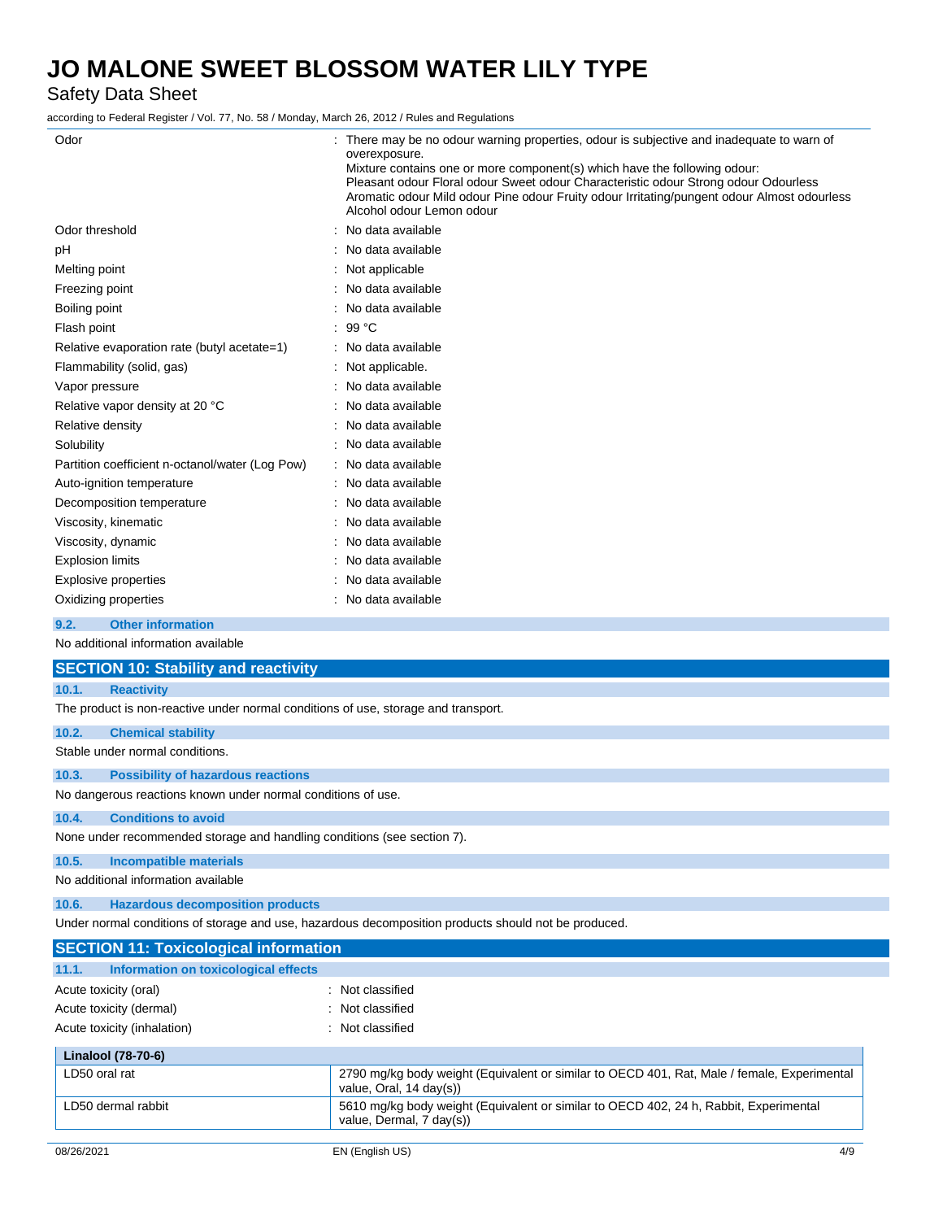| | |
|---|---|
| Odor | : There may be no odour warning properties, odour is subjective and inadequate to warn of overexposure. Mixture contains one or more component(s) which have the following odour: Pleasant odour Floral odour Sweet odour Characteristic odour Strong odour Odourless Aromatic odour Mild odour Pine odour Fruity odour Irritating/pungent odour Almost odourless Alcohol odour Lemon odour |
| Odor threshold | : No data available |
| pH | : No data available |
| Melting point | : Not applicable |
| Freezing point | : No data available |
| Boiling point | : No data available |
| Flash point | : 99 °C |
| Relative evaporation rate (butyl acetate=1) | : No data available |
| Flammability (solid, gas) | : Not applicable. |
| Vapor pressure | : No data available |
| Relative vapor density at 20 °C | : No data available |
| Relative density | : No data available |
| Solubility | : No data available |
| Partition coefficient n-octanol/water (Log Pow) | : No data available |
| Auto-ignition temperature | : No data available |
| Decomposition temperature | : No data available |
| Viscosity, kinematic | : No data available |
| Viscosity, dynamic | : No data available |
| Explosion limits | : No data available |
| Explosive properties | : No data available |
| Oxidizing properties | : No data available |

### 9.2. Other information

No additional information available

## SECTION 10: Stability and reactivity

### 10.1. Reactivity

The product is non-reactive under normal conditions of use, storage and transport.

### 10.2. Chemical stability

Stable under normal conditions.

### 10.3. Possibility of hazardous reactions

No dangerous reactions known under normal conditions of use.

### 10.4. Conditions to avoid

None under recommended storage and handling conditions (see section 7).

### 10.5. Incompatible materials

No additional information available

### 10.6. Hazardous decomposition products

Under normal conditions of storage and use, hazardous decomposition products should not be produced.

## SECTION 11: Toxicological information

### 11.1. Information on toxicological effects

| | |
|---|---|
| Acute toxicity (oral) | : Not classified |
| Acute toxicity (dermal) | : Not classified |
| Acute toxicity (inhalation) | : Not classified |

| **Linalool (78-70-6)** | |
|---|---|
| LD50 oral rat | 2790 mg/kg body weight (Equivalent or similar to OECD 401, Rat, Male / female, Experimental value, Oral, 14 day(s)) |
| LD50 dermal rabbit | 5610 mg/kg body weight (Equivalent or similar to OECD 402, 24 h, Rabbit, Experimental value, Dermal, 7 day(s)) |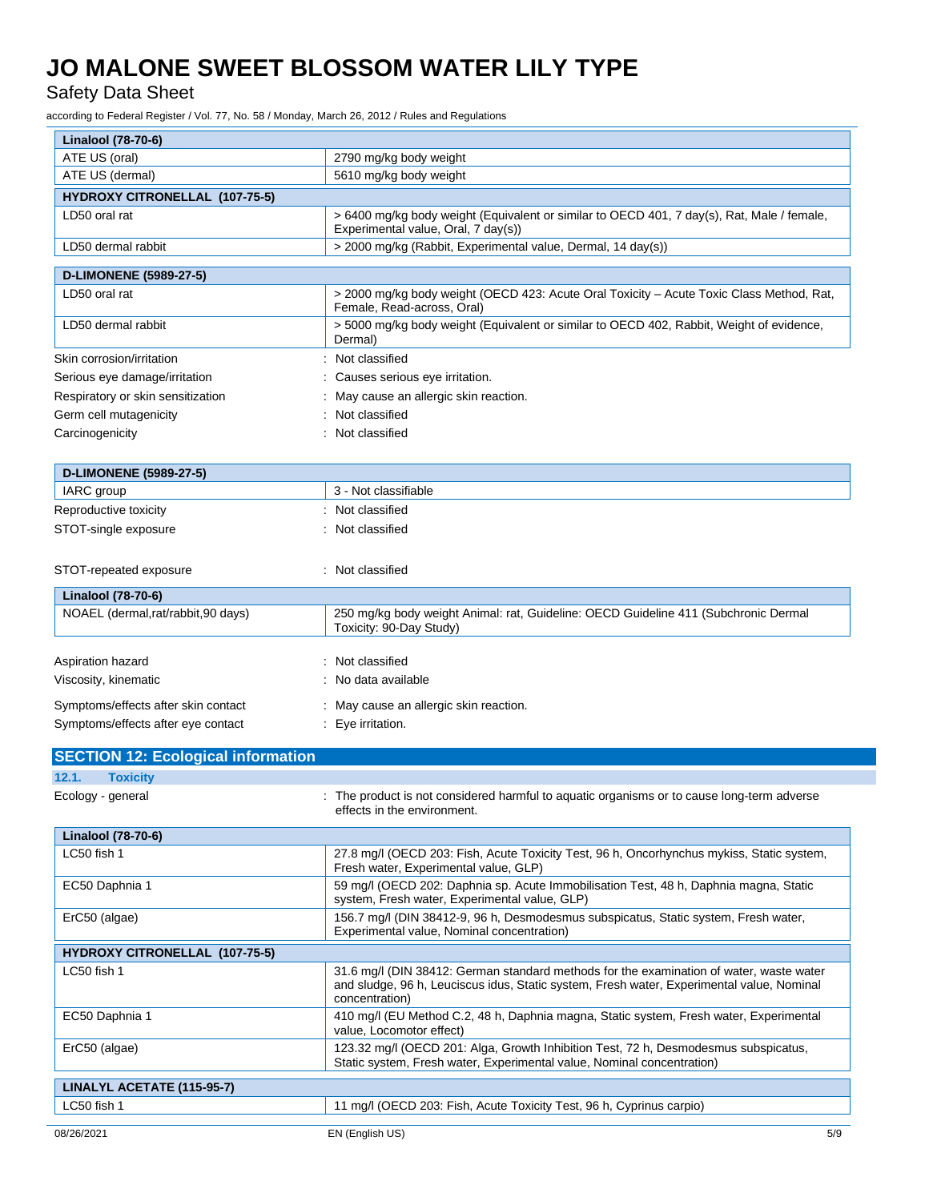| Linalool (78-70-6) | |
|---|---|
| ATE US (oral) | 2790 mg/kg body weight |
| ATE US (dermal) | 5610 mg/kg body weight |

| HYDROXY CITRONELLAL (107-75-5) | |
|---|---|
| LD50 oral rat | > 6400 mg/kg body weight (Equivalent or similar to OECD 401, 7 day(s), Rat, Male / female, Experimental value, Oral, 7 day(s)) |
| LD50 dermal rabbit | > 2000 mg/kg (Rabbit, Experimental value, Dermal, 14 day(s)) |

| D-LIMONENE (5989-27-5) | |
|---|---|
| LD50 oral rat | > 2000 mg/kg body weight (OECD 423: Acute Oral Toxicity – Acute Toxic Class Method, Rat, Female, Read-across, Oral) |
| LD50 dermal rabbit | > 5000 mg/kg body weight (Equivalent or similar to OECD 402, Rabbit, Weight of evidence, Dermal) |

Skin corrosion/irritation : Not classified

Serious eye damage/irritation : Causes serious eye irritation.

Respiratory or skin sensitization : May cause an allergic skin reaction.

Germ cell mutagenicity : Not classified

Carcinogenicity : Not classified

| D-LIMONENE (5989-27-5) | |
|---|---|
| IARC group | 3 - Not classifiable |

Reproductive toxicity : Not classified

STOT-single exposure : Not classified

STOT-repeated exposure : Not classified

| Linalool (78-70-6) | |
|---|---|
| NOAEL (dermal,rat/rabbit,90 days) | 250 mg/kg body weight Animal: rat, Guideline: OECD Guideline 411 (Subchronic Dermal Toxicity: 90-Day Study) |

Aspiration hazard : Not classified

Viscosity, kinematic : No data available

Symptoms/effects after skin contact : May cause an allergic skin reaction.

Symptoms/effects after eye contact : Eye irritation.

## SECTION 12: Ecological information

### 12.1. Toxicity

Ecology - general : The product is not considered harmful to aquatic organisms or to cause long-term adverse effects in the environment.

| Linalool (78-70-6) | |
|---|---|
| LC50 fish 1 | 27.8 mg/l (OECD 203: Fish, Acute Toxicity Test, 96 h, Oncorhynchus mykiss, Static system, Fresh water, Experimental value, GLP) |
| EC50 Daphnia 1 | 59 mg/l (OECD 202: Daphnia sp. Acute Immobilisation Test, 48 h, Daphnia magna, Static system, Fresh water, Experimental value, GLP) |
| ErC50 (algae) | 156.7 mg/l (DIN 38412-9, 96 h, Desmodesmus subspicatus, Static system, Fresh water, Experimental value, Nominal concentration) |

| HYDROXY CITRONELLAL (107-75-5) | |
|---|---|
| LC50 fish 1 | 31.6 mg/l (DIN 38412: German standard methods for the examination of water, waste water and sludge, 96 h, Leuciscus idus, Static system, Fresh water, Experimental value, Nominal concentration) |
| EC50 Daphnia 1 | 410 mg/l (EU Method C.2, 48 h, Daphnia magna, Static system, Fresh water, Experimental value, Locomotor effect) |
| ErC50 (algae) | 123.32 mg/l (OECD 201: Alga, Growth Inhibition Test, 72 h, Desmodesmus subspicatus, Static system, Fresh water, Experimental value, Nominal concentration) |

| LINALYL ACETATE (115-95-7) | |
|---|---|
| LC50 fish 1 | 11 mg/l (OECD 203: Fish, Acute Toxicity Test, 96 h, Cyprinus carpio) |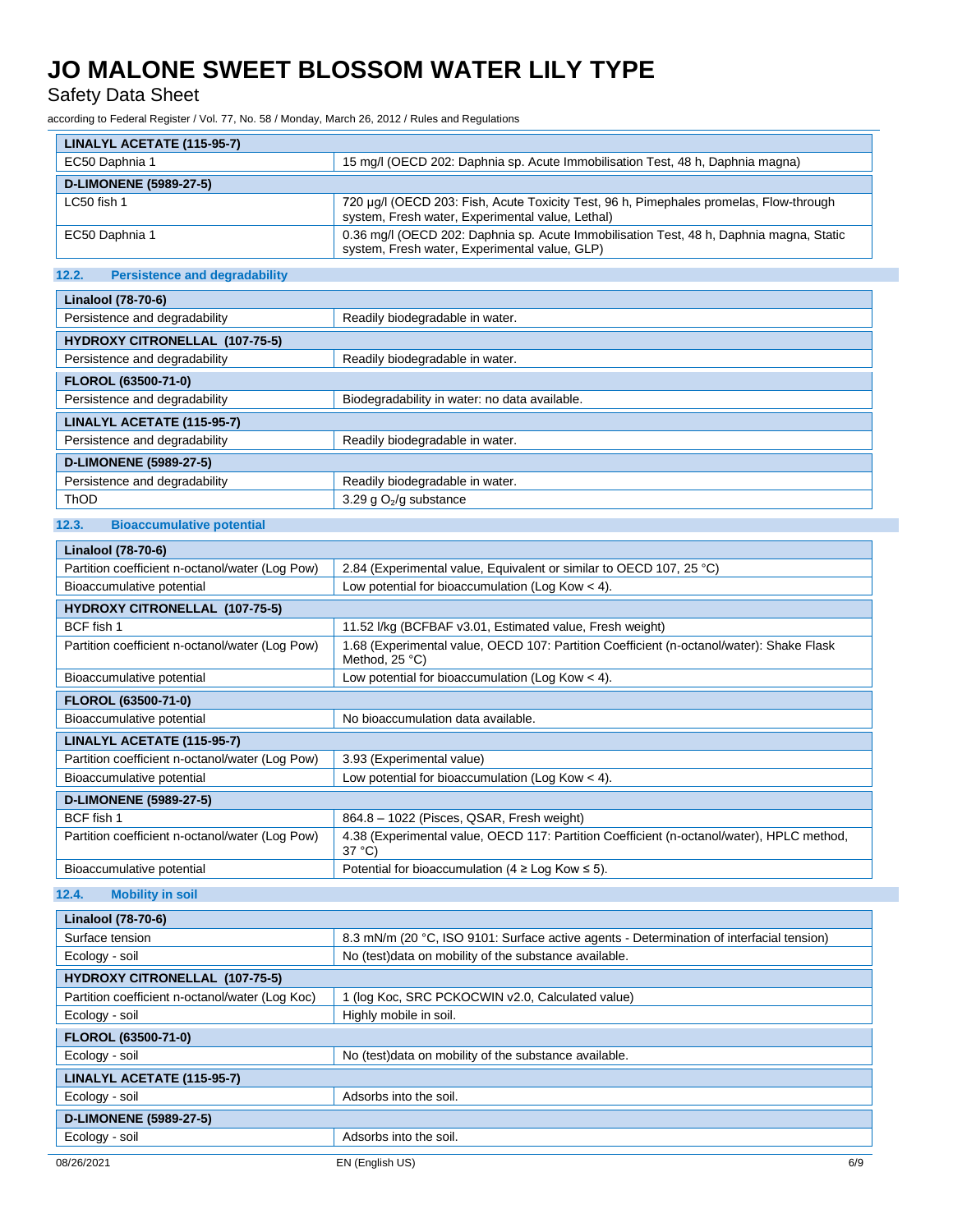| LINALYL ACETATE (115-95-7) | |
|---|---|
| EC50 Daphnia 1 | 15 mg/l (OECD 202: Daphnia sp. Acute Immobilisation Test, 48 h, Daphnia magna) |
| **D-LIMONENE (5989-27-5)** | |
| LC50 fish 1 | 720 µg/l (OECD 203: Fish, Acute Toxicity Test, 96 h, Pimephales promelas, Flow-through system, Fresh water, Experimental value, Lethal) |
| EC50 Daphnia 1 | 0.36 mg/l (OECD 202: Daphnia sp. Acute Immobilisation Test, 48 h, Daphnia magna, Static system, Fresh water, Experimental value, GLP) |

### 12.2. Persistence and degradability

| Linalool (78-70-6) | |
|---|---|
| Persistence and degradability | Readily biodegradable in water. |
| **HYDROXY CITRONELLAL (107-75-5)** | |
| Persistence and degradability | Readily biodegradable in water. |
| **FLOROL (63500-71-0)** | |
| Persistence and degradability | Biodegradability in water: no data available. |
| **LINALYL ACETATE (115-95-7)** | |
| Persistence and degradability | Readily biodegradable in water. |
| **D-LIMONENE (5989-27-5)** | |
| Persistence and degradability | Readily biodegradable in water. |
| ThOD | 3.29 g $O_2$/g substance |

### 12.3. Bioaccumulative potential

| Linalool (78-70-6) | |
|---|---|
| Partition coefficient n-octanol/water (Log Pow) | 2.84 (Experimental value, Equivalent or similar to OECD 107, 25 °C) |
| Bioaccumulative potential | Low potential for bioaccumulation (Log Kow < 4). |
| **HYDROXY CITRONELLAL (107-75-5)** | |
| BCF fish 1 | 11.52 l/kg (BCFBAF v3.01, Estimated value, Fresh weight) |
| Partition coefficient n-octanol/water (Log Pow) | 1.68 (Experimental value, OECD 107: Partition Coefficient (n-octanol/water): Shake Flask Method, 25 °C) |
| Bioaccumulative potential | Low potential for bioaccumulation (Log Kow < 4). |
| **FLOROL (63500-71-0)** | |
| Bioaccumulative potential | No bioaccumulation data available. |
| **LINALYL ACETATE (115-95-7)** | |
| Partition coefficient n-octanol/water (Log Pow) | 3.93 (Experimental value) |
| Bioaccumulative potential | Low potential for bioaccumulation (Log Kow < 4). |
| **D-LIMONENE (5989-27-5)** | |
| BCF fish 1 | 864.8 – 1022 (Pisces, QSAR, Fresh weight) |
| Partition coefficient n-octanol/water (Log Pow) | 4.38 (Experimental value, OECD 117: Partition Coefficient (n-octanol/water), HPLC method, 37 °C) |
| Bioaccumulative potential | Potential for bioaccumulation (4 ≥ Log Kow ≤ 5). |

### 12.4. Mobility in soil

| Linalool (78-70-6) | |
|---|---|
| Surface tension | 8.3 mN/m (20 °C, ISO 9101: Surface active agents - Determination of interfacial tension) |
| Ecology - soil | No (test)data on mobility of the substance available. |
| **HYDROXY CITRONELLAL (107-75-5)** | |
| Partition coefficient n-octanol/water (Log Koc) | 1 (log Koc, SRC PCKOCWIN v2.0, Calculated value) |
| Ecology - soil | Highly mobile in soil. |
| **FLOROL (63500-71-0)** | |
| Ecology - soil | No (test)data on mobility of the substance available. |
| **LINALYL ACETATE (115-95-7)** | |
| Ecology - soil | Adsorbs into the soil. |
| **D-LIMONENE (5989-27-5)** | |
| Ecology - soil | Adsorbs into the soil. |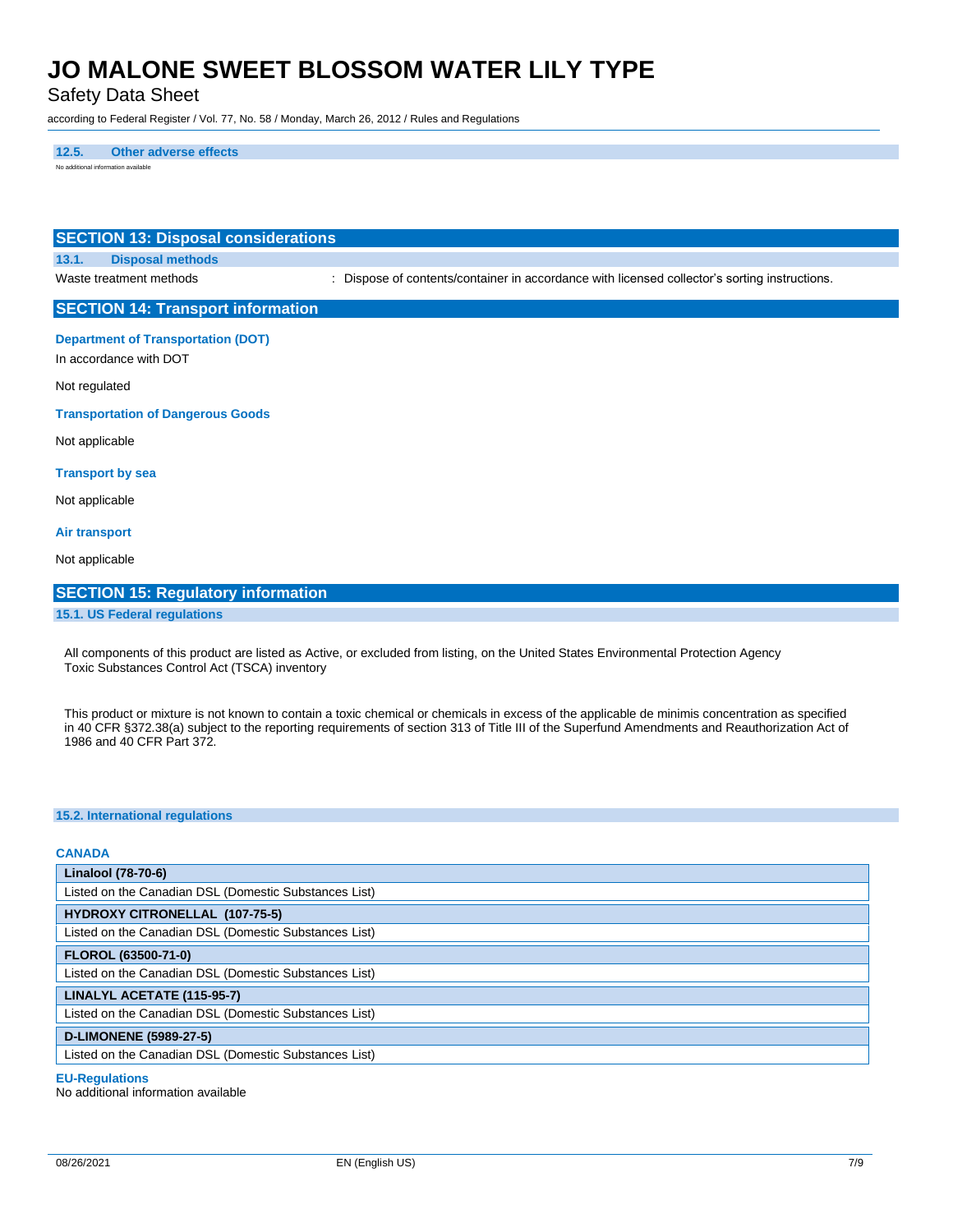### 12.5. Other adverse effects

No additional information available

## SECTION 13: Disposal considerations

### 13.1. Disposal methods

Waste treatment methods : Dispose of contents/container in accordance with licensed collector's sorting instructions.

## SECTION 14: Transport information

**Department of Transportation (DOT)**

In accordance with DOT

Not regulated

**Transportation of Dangerous Goods**

Not applicable

**Transport by sea**

Not applicable

**Air transport**

Not applicable

## SECTION 15: Regulatory information

### 15.1. US Federal regulations

All components of this product are listed as Active, or excluded from listing, on the United States Environmental Protection Agency Toxic Substances Control Act (TSCA) inventory

This product or mixture is not known to contain a toxic chemical or chemicals in excess of the applicable de minimis concentration as specified in 40 CFR §372.38(a) subject to the reporting requirements of section 313 of Title III of the Superfund Amendments and Reauthorization Act of 1986 and 40 CFR Part 372.

### 15.2. International regulations

**CANADA**

| **Linalool (78-70-6)** |
|---|
| Listed on the Canadian DSL (Domestic Substances List) |
| **HYDROXY CITRONELLAL (107-75-5)** |
| Listed on the Canadian DSL (Domestic Substances List) |
| **FLOROL (63500-71-0)** |
| Listed on the Canadian DSL (Domestic Substances List) |
| **LINALYL ACETATE (115-95-7)** |
| Listed on the Canadian DSL (Domestic Substances List) |
| **D-LIMONENE (5989-27-5)** |
| Listed on the Canadian DSL (Domestic Substances List) |

**EU-Regulations**

No additional information available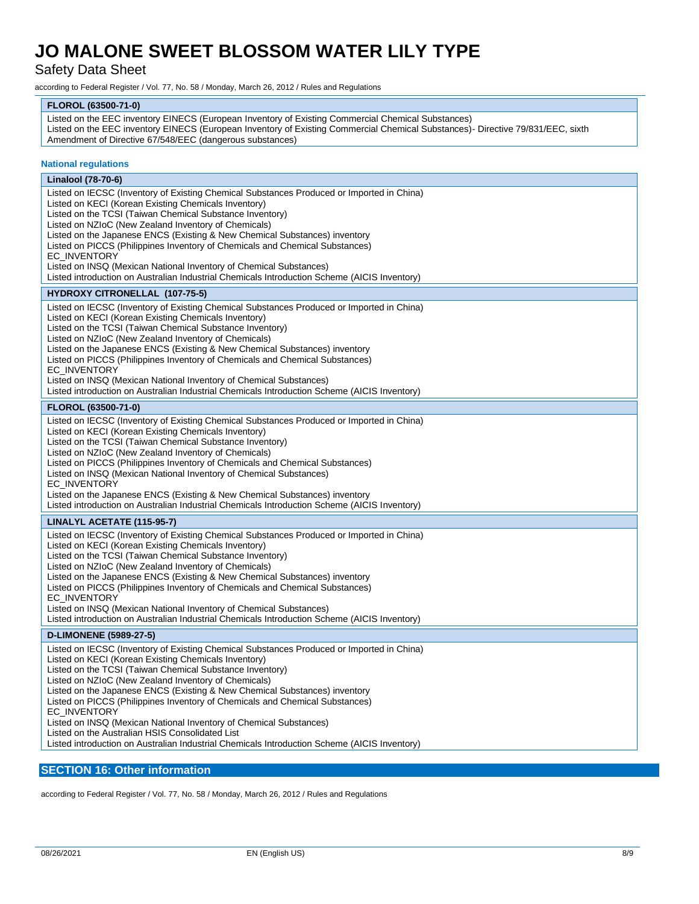| FLOROL (63500-71-0) |
| --- |
| Listed on the EEC inventory EINECS (European Inventory of Existing Commercial Chemical Substances)<br>Listed on the EEC inventory EINECS (European Inventory of Existing Commercial Chemical Substances)- Directive 79/831/EEC, sixth Amendment of Directive 67/548/EEC (dangerous substances) |

#### National regulations

| Linalool (78-70-6) |
| --- |
| Listed on IECSC (Inventory of Existing Chemical Substances Produced or Imported in China)<br>Listed on KECI (Korean Existing Chemicals Inventory)<br>Listed on the TCSI (Taiwan Chemical Substance Inventory)<br>Listed on NZIoC (New Zealand Inventory of Chemicals)<br>Listed on the Japanese ENCS (Existing & New Chemical Substances) inventory<br>Listed on PICCS (Philippines Inventory of Chemicals and Chemical Substances)<br>EC_INVENTORY<br>Listed on INSQ (Mexican National Inventory of Chemical Substances)<br>Listed introduction on Australian Industrial Chemicals Introduction Scheme (AICIS Inventory) |

| HYDROXY CITRONELLAL (107-75-5) |
| --- |
| Listed on IECSC (Inventory of Existing Chemical Substances Produced or Imported in China)<br>Listed on KECI (Korean Existing Chemicals Inventory)<br>Listed on the TCSI (Taiwan Chemical Substance Inventory)<br>Listed on NZIoC (New Zealand Inventory of Chemicals)<br>Listed on the Japanese ENCS (Existing & New Chemical Substances) inventory<br>Listed on PICCS (Philippines Inventory of Chemicals and Chemical Substances)<br>EC_INVENTORY<br>Listed on INSQ (Mexican National Inventory of Chemical Substances)<br>Listed introduction on Australian Industrial Chemicals Introduction Scheme (AICIS Inventory) |

| FLOROL (63500-71-0) |
| --- |
| Listed on IECSC (Inventory of Existing Chemical Substances Produced or Imported in China)<br>Listed on KECI (Korean Existing Chemicals Inventory)<br>Listed on the TCSI (Taiwan Chemical Substance Inventory)<br>Listed on NZIoC (New Zealand Inventory of Chemicals)<br>Listed on PICCS (Philippines Inventory of Chemicals and Chemical Substances)<br>Listed on INSQ (Mexican National Inventory of Chemical Substances)<br>EC_INVENTORY<br>Listed on the Japanese ENCS (Existing & New Chemical Substances) inventory<br>Listed introduction on Australian Industrial Chemicals Introduction Scheme (AICIS Inventory) |

| LINALYL ACETATE (115-95-7) |
| --- |
| Listed on IECSC (Inventory of Existing Chemical Substances Produced or Imported in China)<br>Listed on KECI (Korean Existing Chemicals Inventory)<br>Listed on the TCSI (Taiwan Chemical Substance Inventory)<br>Listed on NZIoC (New Zealand Inventory of Chemicals)<br>Listed on the Japanese ENCS (Existing & New Chemical Substances) inventory<br>Listed on PICCS (Philippines Inventory of Chemicals and Chemical Substances)<br>EC_INVENTORY<br>Listed on INSQ (Mexican National Inventory of Chemical Substances)<br>Listed introduction on Australian Industrial Chemicals Introduction Scheme (AICIS Inventory) |

| D-LIMONENE (5989-27-5) |
| --- |
| Listed on IECSC (Inventory of Existing Chemical Substances Produced or Imported in China)<br>Listed on KECI (Korean Existing Chemicals Inventory)<br>Listed on the TCSI (Taiwan Chemical Substance Inventory)<br>Listed on NZIoC (New Zealand Inventory of Chemicals)<br>Listed on the Japanese ENCS (Existing & New Chemical Substances) inventory<br>Listed on PICCS (Philippines Inventory of Chemicals and Chemical Substances)<br>EC_INVENTORY<br>Listed on INSQ (Mexican National Inventory of Chemical Substances)<br>Listed on the Australian HSIS Consolidated List<br>Listed introduction on Australian Industrial Chemicals Introduction Scheme (AICIS Inventory) |

## SECTION 16: Other information

according to Federal Register / Vol. 77, No. 58 / Monday, March 26, 2012 / Rules and Regulations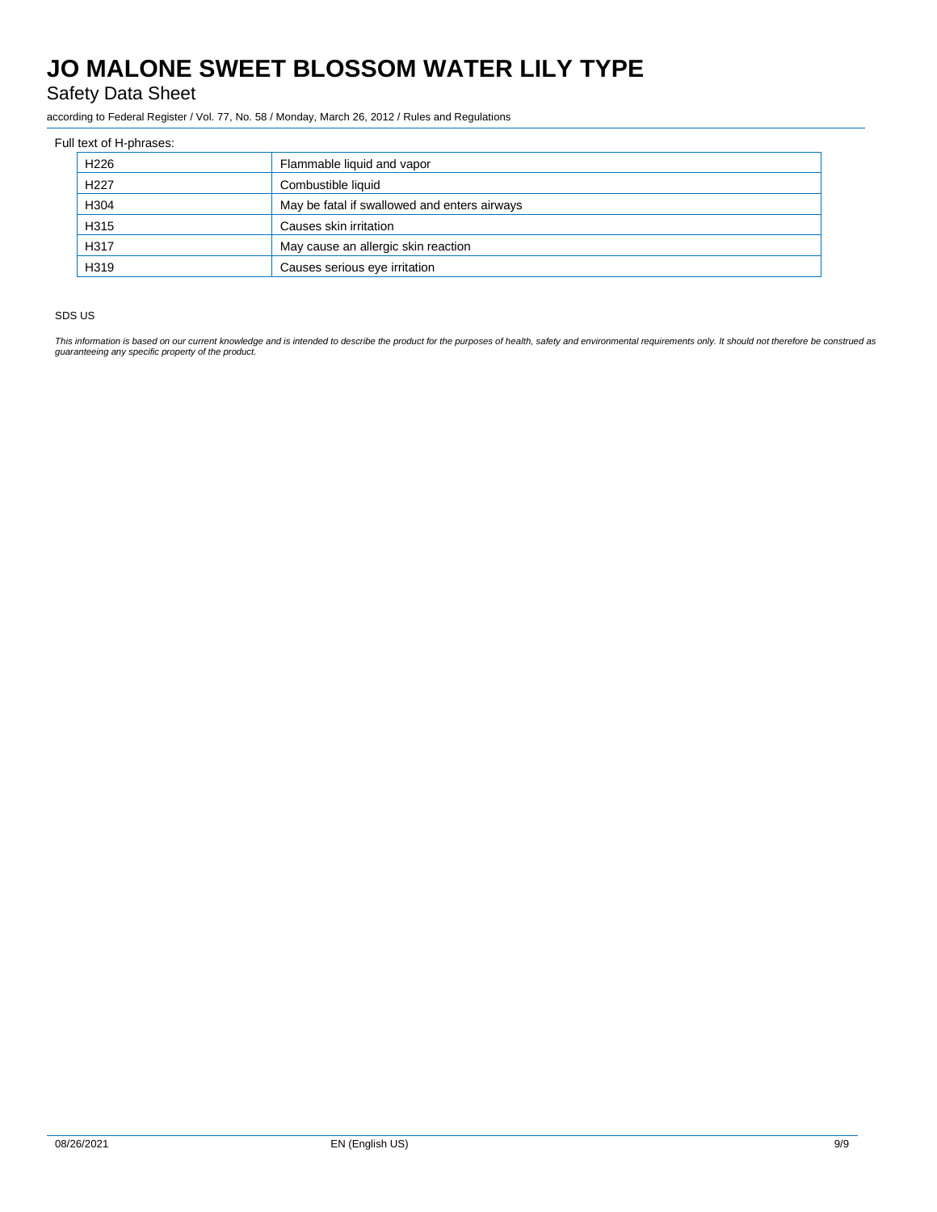Full text of H-phrases:

| | |
|---|---|
| H226 | Flammable liquid and vapor |
| H227 | Combustible liquid |
| H304 | May be fatal if swallowed and enters airways |
| H315 | Causes skin irritation |
| H317 | May cause an allergic skin reaction |
| H319 | Causes serious eye irritation |

SDS US

*This information is based on our current knowledge and is intended to describe the product for the purposes of health, safety and environmental requirements only. It should not therefore be construed as guaranteeing any specific property of the product.*